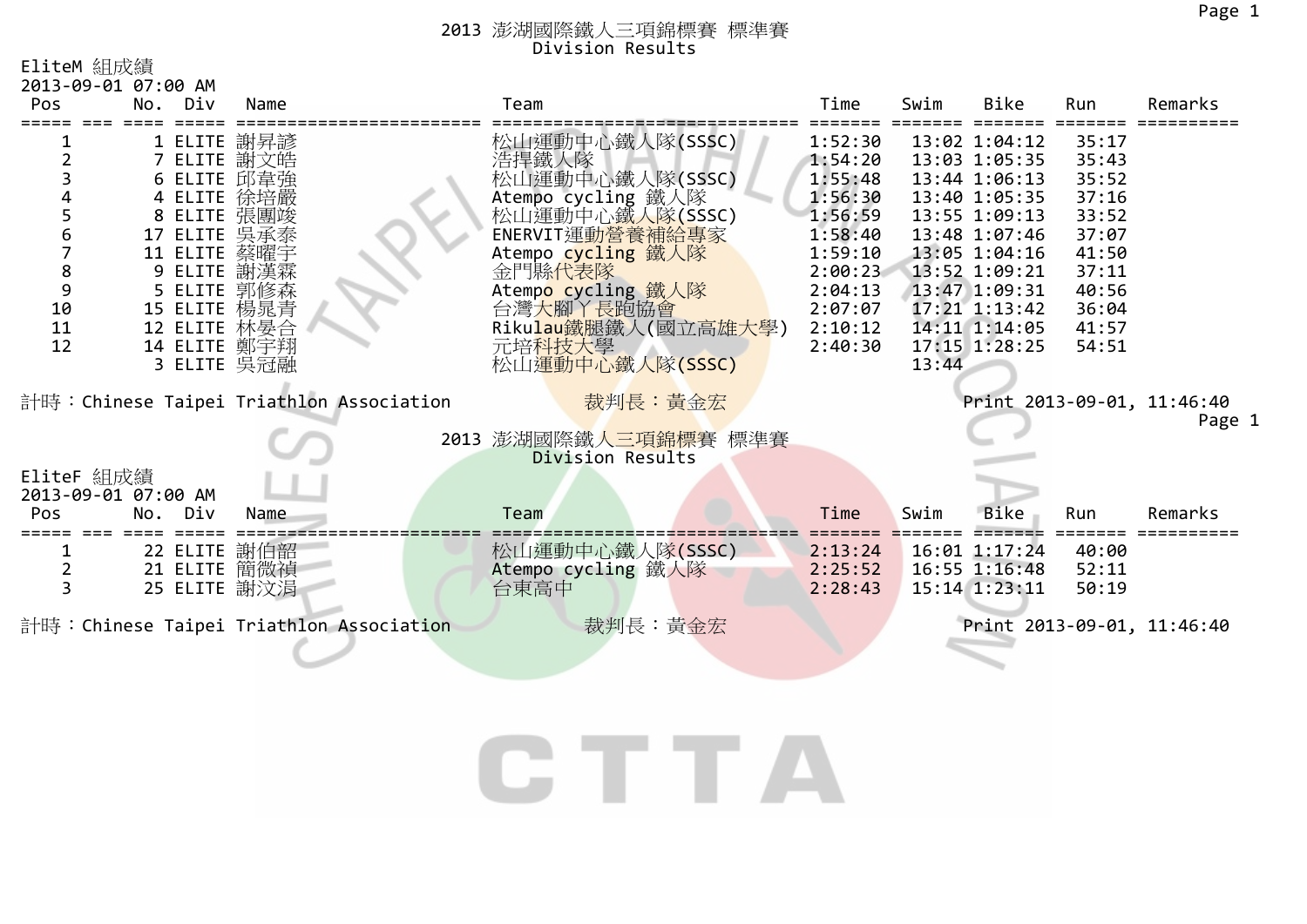# 2013 澎湖國際鐵人三項錦標賽 標準賽

## Division Results

EliteM 組成績
2013-09-01 07:00 AM

| Pos | No. | Div | Name | Team | Time | Swim | Bike | Run | Remarks |
|---|---|---|---|---|---|---|---|---|---|
| 1 | 1 | ELITE | 謝昇諺 | 松山運動中心鐵人隊(SSSC) | 1:52:30 | 13:02 | 1:04:12 | 35:17 | |
| 2 | 7 | ELITE | 謝文皓 | 浩捍鐵人隊 | 1:54:20 | 13:03 | 1:05:35 | 35:43 | |
| 3 | 6 | ELITE | 邱韋強 | 松山運動中心鐵人隊(SSSC) | 1:55:48 | 13:44 | 1:06:13 | 35:52 | |
| 4 | 4 | ELITE | 徐培嚴 | Atempo cycling 鐵人隊 | 1:56:30 | 13:40 | 1:05:35 | 37:16 | |
| 5 | 8 | ELITE | 張團竣 | 松山運動中心鐵人隊(SSSC) | 1:56:59 | 13:55 | 1:09:13 | 33:52 | |
| 6 | 17 | ELITE | 吳承泰 | ENERVIT運動營養補給專家 | 1:58:40 | 13:48 | 1:07:46 | 37:07 | |
| 7 | 11 | ELITE | 蔡曜宇 | Atempo cycling 鐵人隊 | 1:59:10 | 13:05 | 1:04:16 | 41:50 | |
| 8 | 9 | ELITE | 謝漢霖 | 金門縣代表隊 | 2:00:23 | 13:52 | 1:09:21 | 37:11 | |
| 9 | 5 | ELITE | 郭修森 | Atempo cycling 鐵人隊 | 2:04:13 | 13:47 | 1:09:31 | 40:56 | |
| 10 | 15 | ELITE | 楊晁青 | 台灣大腳丫長跑協會 | 2:07:07 | 17:21 | 1:13:42 | 36:04 | |
| 11 | 12 | ELITE | 林晏合 | Rikulau鐵腿鐵人(國立高雄大學) | 2:10:12 | 14:11 | 1:14:05 | 41:57 | |
| 12 | 14 | ELITE | 鄭宇翔 | 元培科技大學 | 2:40:30 | 17:15 | 1:28:25 | 54:51 | |
| | 3 | ELITE | 吳冠融 | 松山運動中心鐵人隊(SSSC) | | 13:44 | | | |

計時：Chinese Taipei Triathlon Association　　裁判長：黃金宏　　Print 2013-09-01, 11:46:40

# 2013 澎湖國際鐵人三項錦標賽 標準賽

## Division Results

EliteF 組成績
2013-09-01 07:00 AM

| Pos | No. | Div | Name | Team | Time | Swim | Bike | Run | Remarks |
|---|---|---|---|---|---|---|---|---|---|
| 1 | 22 | ELITE | 謝伯韶 | 松山運動中心鐵人隊(SSSC) | 2:13:24 | 16:01 | 1:17:24 | 40:00 | |
| 2 | 21 | ELITE | 簡微禎 | Atempo cycling 鐵人隊 | 2:25:52 | 16:55 | 1:16:48 | 52:11 | |
| 3 | 25 | ELITE | 謝汶渴 | 台東高中 | 2:28:43 | 15:14 | 1:23:11 | 50:19 | |

計時：Chinese Taipei Triathlon Association　　裁判長：黃金宏　　Print 2013-09-01, 11:46:40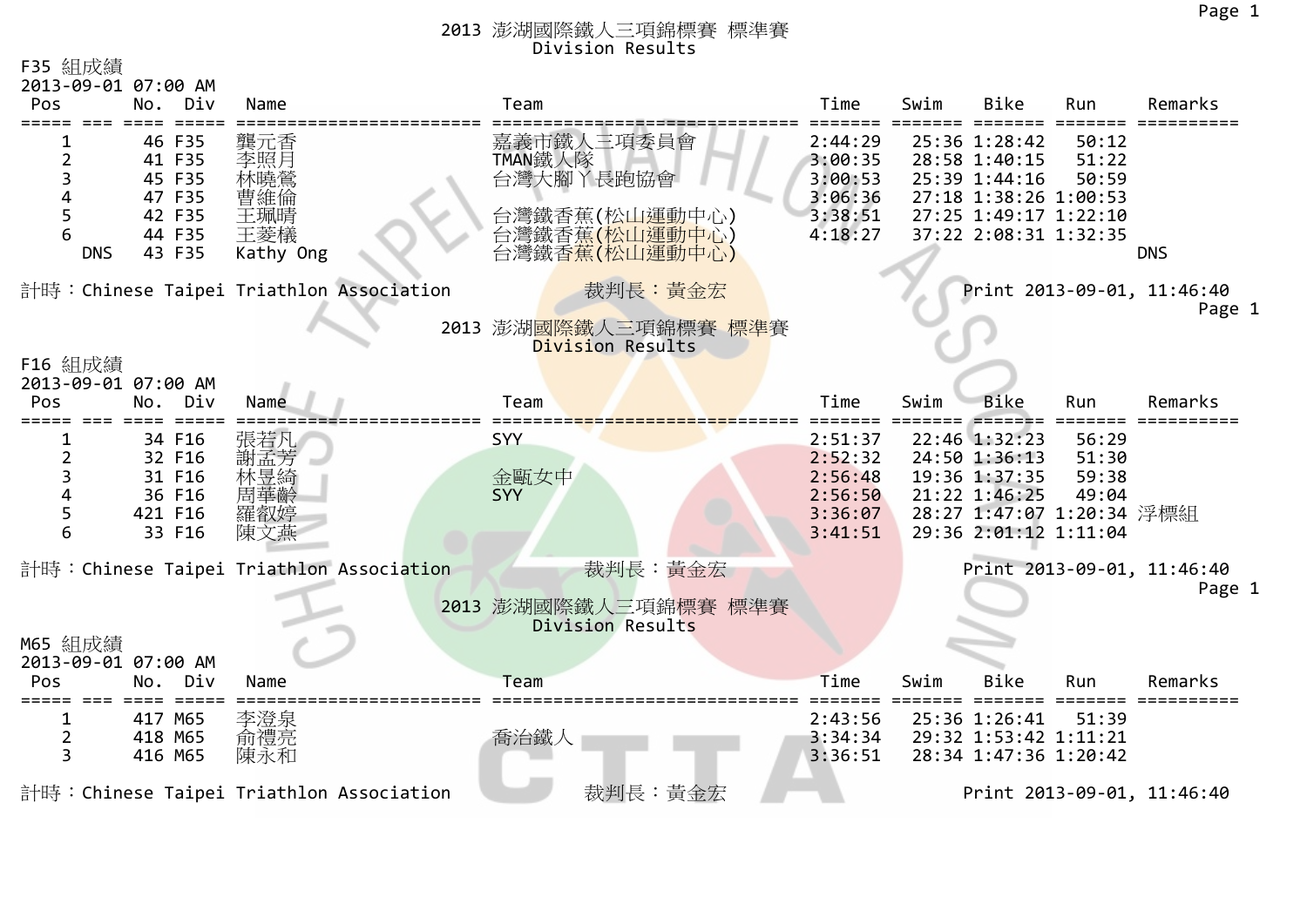## 2013 澎湖國際鐵人三項錦標賽 標準賽
Division Results

F35 組成績
2013-09-01 07:00 AM

| Pos | No. | Div | Name | Team | Time | Swim | Bike | Run | Remarks |
|---|---|---|---|---|---|---|---|---|---|
| 1 | 46 | F35 | 龔元香 | 嘉義市鐵人三項委員會 | 2:44:29 | 25:36 | 1:28:42 | 50:12 | |
| 2 | 41 | F35 | 李照月 | TMAN鐵人隊 | 3:00:35 | 28:58 | 1:40:15 | 51:22 | |
| 3 | 45 | F35 | 林曉鶯 | 台灣大腳丫長跑協會 | 3:00:53 | 25:39 | 1:44:16 | 50:59 | |
| 4 | 47 | F35 | 曹維倫 | | 3:06:36 | 27:18 | 1:38:26 | 1:00:53 | |
| 5 | 42 | F35 | 王珮晴 | 台灣鐵香蕉(松山運動中心) | 3:38:51 | 27:25 | 1:49:17 | 1:22:10 | |
| 6 | 44 | F35 | 王菱樣 | 台灣鐵香蕉(松山運動中心) | 4:18:27 | 37:22 | 2:08:31 | 1:32:35 | |
| DNS | 43 | F35 | Kathy Ong | 台灣鐵香蕉(松山運動中心) | | | | | DNS |

計時：Chinese Taipei Triathlon Association　　裁判長：黃金宏　　Print 2013-09-01, 11:46:40

## 2013 澎湖國際鐵人三項錦標賽 標準賽
Division Results

F16 組成績
2013-09-01 07:00 AM

| Pos | No. | Div | Name | Team | Time | Swim | Bike | Run | Remarks |
|---|---|---|---|---|---|---|---|---|---|
| 1 | 34 | F16 | 張若凡 | SYY | 2:51:37 | 22:46 | 1:32:23 | 56:29 | |
| 2 | 32 | F16 | 謝孟芳 | | 2:52:32 | 24:50 | 1:36:13 | 51:30 | |
| 3 | 31 | F16 | 林昱綺 | 金甌女中 | 2:56:48 | 19:36 | 1:37:35 | 59:38 | |
| 4 | 36 | F16 | 周華齡 | SYY | 2:56:50 | 21:22 | 1:46:25 | 49:04 | |
| 5 | 421 | F16 | 羅叡婷 | | 3:36:07 | 28:27 | 1:47:07 | 1:20:34 | 浮標組 |
| 6 | 33 | F16 | 陳文燕 | | 3:41:51 | 29:36 | 2:01:12 | 1:11:04 | |

計時：Chinese Taipei Triathlon Association　　裁判長：黃金宏　　Print 2013-09-01, 11:46:40

## 2013 澎湖國際鐵人三項錦標賽 標準賽
Division Results

M65 組成績
2013-09-01 07:00 AM

| Pos | No. | Div | Name | Team | Time | Swim | Bike | Run | Remarks |
|---|---|---|---|---|---|---|---|---|---|
| 1 | 417 | M65 | 李澄泉 | | 2:43:56 | 25:36 | 1:26:41 | 51:39 | |
| 2 | 418 | M65 | 俞禮亮 | 喬治鐵人 | 3:34:34 | 29:32 | 1:53:42 | 1:11:21 | |
| 3 | 416 | M65 | 陳永和 | | 3:36:51 | 28:34 | 1:47:36 | 1:20:42 | |

計時：Chinese Taipei Triathlon Association　　裁判長：黃金宏　　Print 2013-09-01, 11:46:40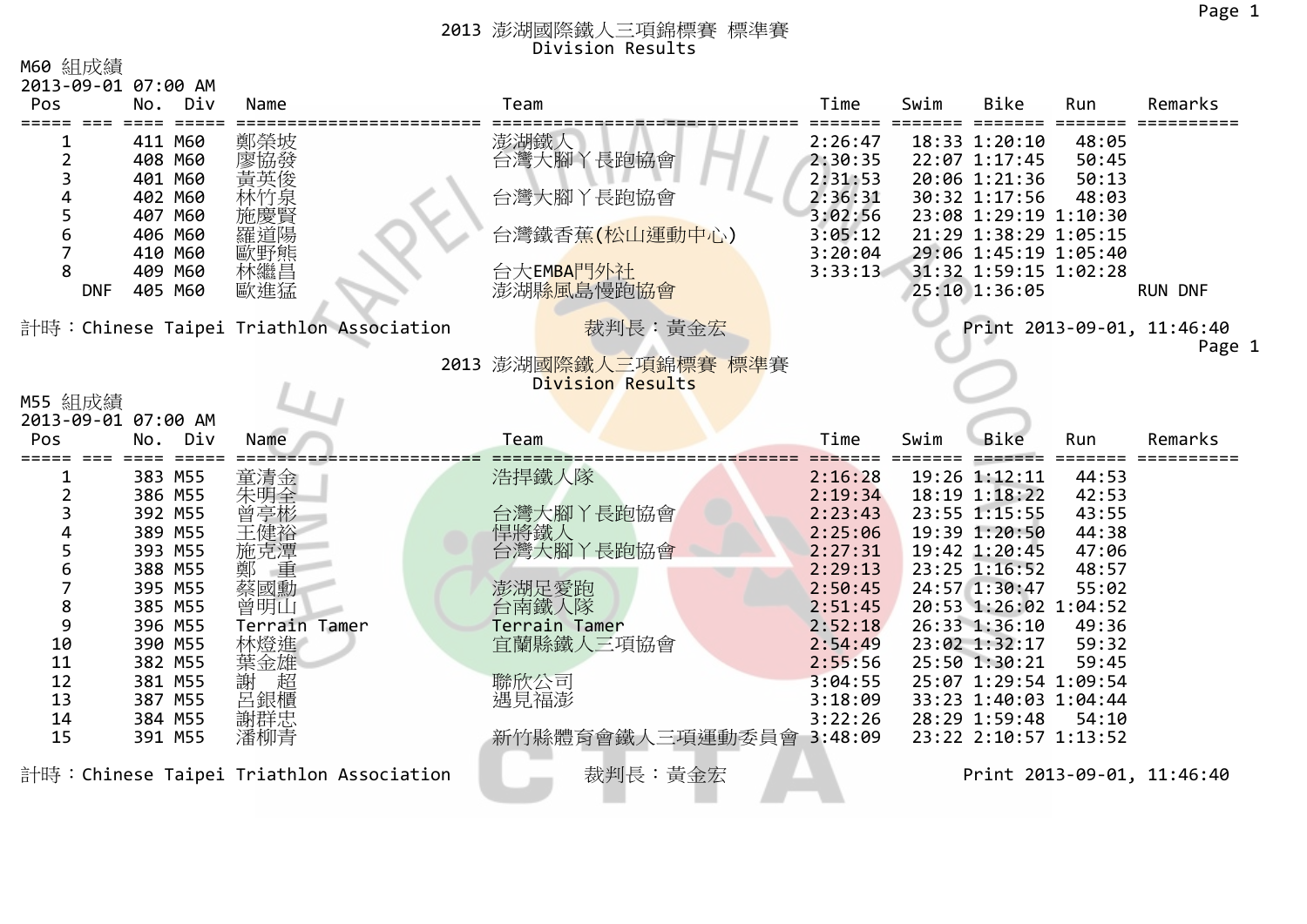# 2013 澎湖國際鐵人三項錦標賽 標準賽
## Division Results

M60 組成績
2013-09-01 07:00 AM

| Pos | No. | Div | Name | Team | Time | Swim | Bike | Run | Remarks |
|---|---|---|---|---|---|---|---|---|---|
| 1 | 411 | M60 | 鄭榮坡 | 澎湖鐵人 | 2:26:47 | 18:33 | 1:20:10 | 48:05 | |
| 2 | 408 | M60 | 廖協發 | 台灣大腳丫長跑協會 | 2:30:35 | 22:07 | 1:17:45 | 50:45 | |
| 3 | 401 | M60 | 黃英俊 | | 2:31:53 | 20:06 | 1:21:36 | 50:13 | |
| 4 | 402 | M60 | 林竹泉 | 台灣大腳丫長跑協會 | 2:36:31 | 30:32 | 1:17:56 | 48:03 | |
| 5 | 407 | M60 | 施慶賢 | | 3:02:56 | 23:08 | 1:29:19 | 1:10:30 | |
| 6 | 406 | M60 | 羅道陽 | 台灣鐵香蕉(松山運動中心) | 3:05:12 | 21:29 | 1:38:29 | 1:05:15 | |
| 7 | 410 | M60 | 歐野熊 | | 3:20:04 | 29:06 | 1:45:19 | 1:05:40 | |
| 8 | 409 | M60 | 林繼昌 | 台大EMBA門外社 | 3:33:13 | 31:32 | 1:59:15 | 1:02:28 | |
| DNF | 405 | M60 | 歐進猛 | 澎湖縣風島慢跑協會 | | 25:10 | 1:36:05 | | RUN DNF |

計時：Chinese Taipei Triathlon Association　　裁判長：黃金宏　　Print 2013-09-01, 11:46:40

# 2013 澎湖國際鐵人三項錦標賽 標準賽
## Division Results

M55 組成績
2013-09-01 07:00 AM

| Pos | No. | Div | Name | Team | Time | Swim | Bike | Run | Remarks |
|---|---|---|---|---|---|---|---|---|---|
| 1 | 383 | M55 | 童清金 | 浩捍鐵人隊 | 2:16:28 | 19:26 | 1:12:11 | 44:53 | |
| 2 | 386 | M55 | 朱明全 | | 2:19:34 | 18:19 | 1:18:22 | 42:53 | |
| 3 | 392 | M55 | 曾亭彬 | 台灣大腳丫長跑協會 | 2:23:43 | 23:55 | 1:15:55 | 43:55 | |
| 4 | 389 | M55 | 王健裕 | 悍將鐵人 | 2:25:06 | 19:39 | 1:20:50 | 44:38 | |
| 5 | 393 | M55 | 施克潭 | 台灣大腳丫長跑協會 | 2:27:31 | 19:42 | 1:20:45 | 47:06 | |
| 6 | 388 | M55 | 鄭　重 | | 2:29:13 | 23:25 | 1:16:52 | 48:57 | |
| 7 | 395 | M55 | 蔡國勳 | 澎湖足愛跑 | 2:50:45 | 24:57 | 1:30:47 | 55:02 | |
| 8 | 385 | M55 | 曾明山 | 台南鐵人隊 | 2:51:45 | 20:53 | 1:26:02 | 1:04:52 | |
| 9 | 396 | M55 | Terrain Tamer | Terrain Tamer | 2:52:18 | 26:33 | 1:36:10 | 49:36 | |
| 10 | 390 | M55 | 林燈進 | 宜蘭縣鐵人三項協會 | 2:54:49 | 23:02 | 1:32:17 | 59:32 | |
| 11 | 382 | M55 | 葉金雄 | | 2:55:56 | 25:50 | 1:30:21 | 59:45 | |
| 12 | 381 | M55 | 謝　超 | 聯欣公司 | 3:04:55 | 25:07 | 1:29:54 | 1:09:54 | |
| 13 | 387 | M55 | 呂銀櫃 | 遇見福澎 | 3:18:09 | 33:23 | 1:40:03 | 1:04:44 | |
| 14 | 384 | M55 | 謝群忠 | | 3:22:26 | 28:29 | 1:59:48 | 54:10 | |
| 15 | 391 | M55 | 潘柳青 | 新竹縣體育會鐵人三項運動委員會 | 3:48:09 | 23:22 | 2:10:57 | 1:13:52 | |

計時：Chinese Taipei Triathlon Association　　裁判長：黃金宏　　Print 2013-09-01, 11:46:40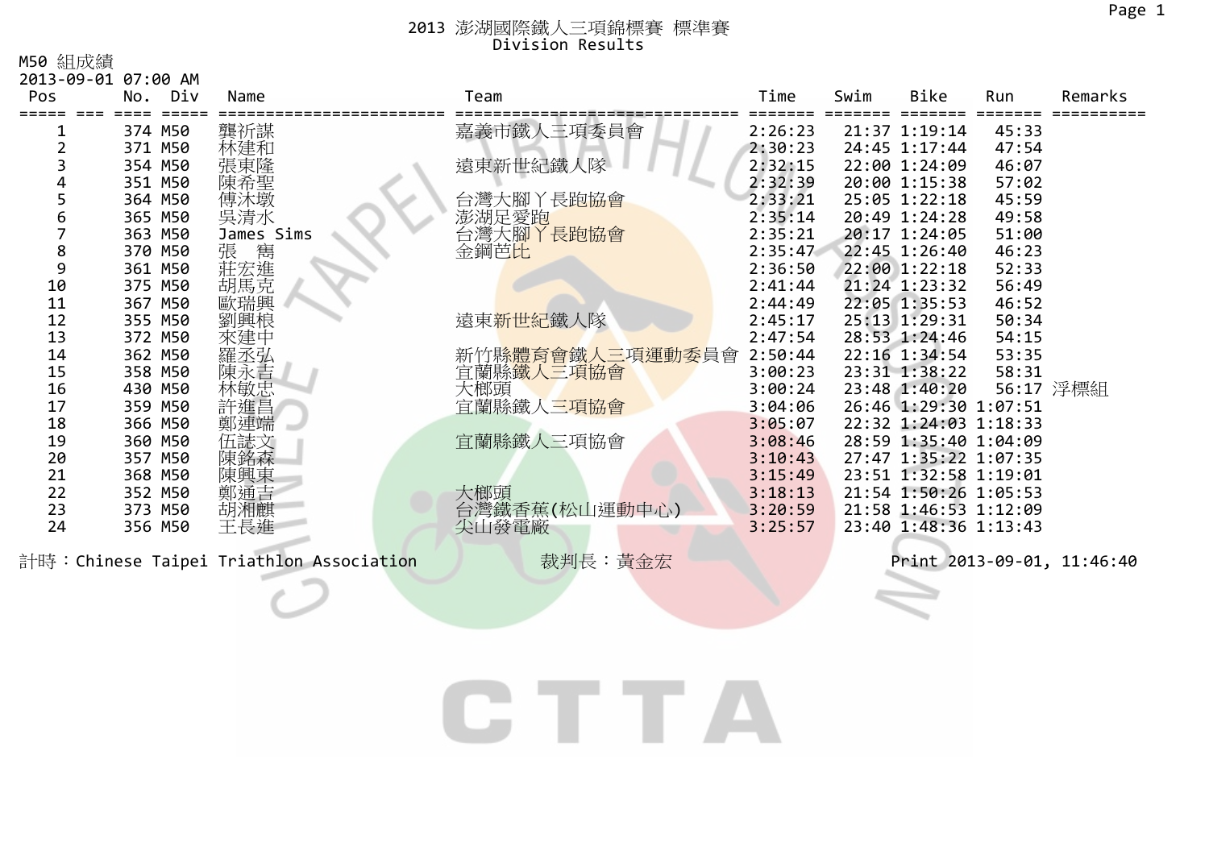# 2013 澎湖國際鐵人三項錦標賽 標準賽

## Division Results

M50 組成績

2013-09-01 07:00 AM

| Pos | No. | Div | Name | Team | Time | Swim | Bike | Run | Remarks |
|---|---|---|---|---|---|---|---|---|---|
| 1 | 374 | M50 | 龔祈謀 | 嘉義市鐵人三項委員會 | 2:26:23 | 21:37 | 1:19:14 | 45:33 | |
| 2 | 371 | M50 | 林建和 | | 2:30:23 | 24:45 | 1:17:44 | 47:54 | |
| 3 | 354 | M50 | 張東隆 | 遠東新世紀鐵人隊 | 2:32:15 | 22:00 | 1:24:09 | 46:07 | |
| 4 | 351 | M50 | 陳希聖 | | 2:32:39 | 20:00 | 1:15:38 | 57:02 | |
| 5 | 364 | M50 | 傅沐墩 | 台灣大腳丫長跑協會 | 2:33:21 | 25:05 | 1:22:18 | 45:59 | |
| 6 | 365 | M50 | 吳清水 | 澎湖足愛跑 | 2:35:14 | 20:49 | 1:24:28 | 49:58 | |
| 7 | 363 | M50 | James Sims | 台灣大腳丫長跑協會 | 2:35:21 | 20:17 | 1:24:05 | 51:00 | |
| 8 | 370 | M50 | 張　雋 | 金鋼芭比 | 2:35:47 | 22:45 | 1:26:40 | 46:23 | |
| 9 | 361 | M50 | 莊宏進 | | 2:36:50 | 22:00 | 1:22:18 | 52:33 | |
| 10 | 375 | M50 | 胡馬克 | | 2:41:44 | 21:24 | 1:23:32 | 56:49 | |
| 11 | 367 | M50 | 歐瑞興 | | 2:44:49 | 22:05 | 1:35:53 | 46:52 | |
| 12 | 355 | M50 | 劉興根 | 遠東新世紀鐵人隊 | 2:45:17 | 25:13 | 1:29:31 | 50:34 | |
| 13 | 372 | M50 | 來建中 | | 2:47:54 | 28:53 | 1:24:46 | 54:15 | |
| 14 | 362 | M50 | 羅丞弘 | 新竹縣體育會鐵人三項運動委員會 | 2:50:44 | 22:16 | 1:34:54 | 53:35 | |
| 15 | 358 | M50 | 陳永吉 | 宜蘭縣鐵人三項協會 | 3:00:23 | 23:31 | 1:38:22 | 58:31 | |
| 16 | 430 | M50 | 林敏忠 | 大榔頭 | 3:00:24 | 23:48 | 1:40:20 | 56:17 | 浮標組 |
| 17 | 359 | M50 | 許進昌 | 宜蘭縣鐵人三項協會 | 3:04:06 | 26:46 | 1:29:30 | 1:07:51 | |
| 18 | 366 | M50 | 鄭連端 | | 3:05:07 | 22:32 | 1:24:03 | 1:18:33 | |
| 19 | 360 | M50 | 伍誌文 | 宜蘭縣鐵人三項協會 | 3:08:46 | 28:59 | 1:35:40 | 1:04:09 | |
| 20 | 357 | M50 | 陳銘森 | | 3:10:43 | 27:47 | 1:35:22 | 1:07:35 | |
| 21 | 368 | M50 | 陳興東 | | 3:15:49 | 23:51 | 1:32:58 | 1:19:01 | |
| 22 | 352 | M50 | 鄭通吉 | 大榔頭 | 3:18:13 | 21:54 | 1:50:26 | 1:05:53 | |
| 23 | 373 | M50 | 胡湘麒 | 台灣鐵香蕉(松山運動中心) | 3:20:59 | 21:58 | 1:46:53 | 1:12:09 | |
| 24 | 356 | M50 | 王長進 | 尖山發電廠 | 3:25:57 | 23:40 | 1:48:36 | 1:13:43 | |

計時：Chinese Taipei Triathlon Association　　裁判長：黃金宏　　Print 2013-09-01, 11:46:40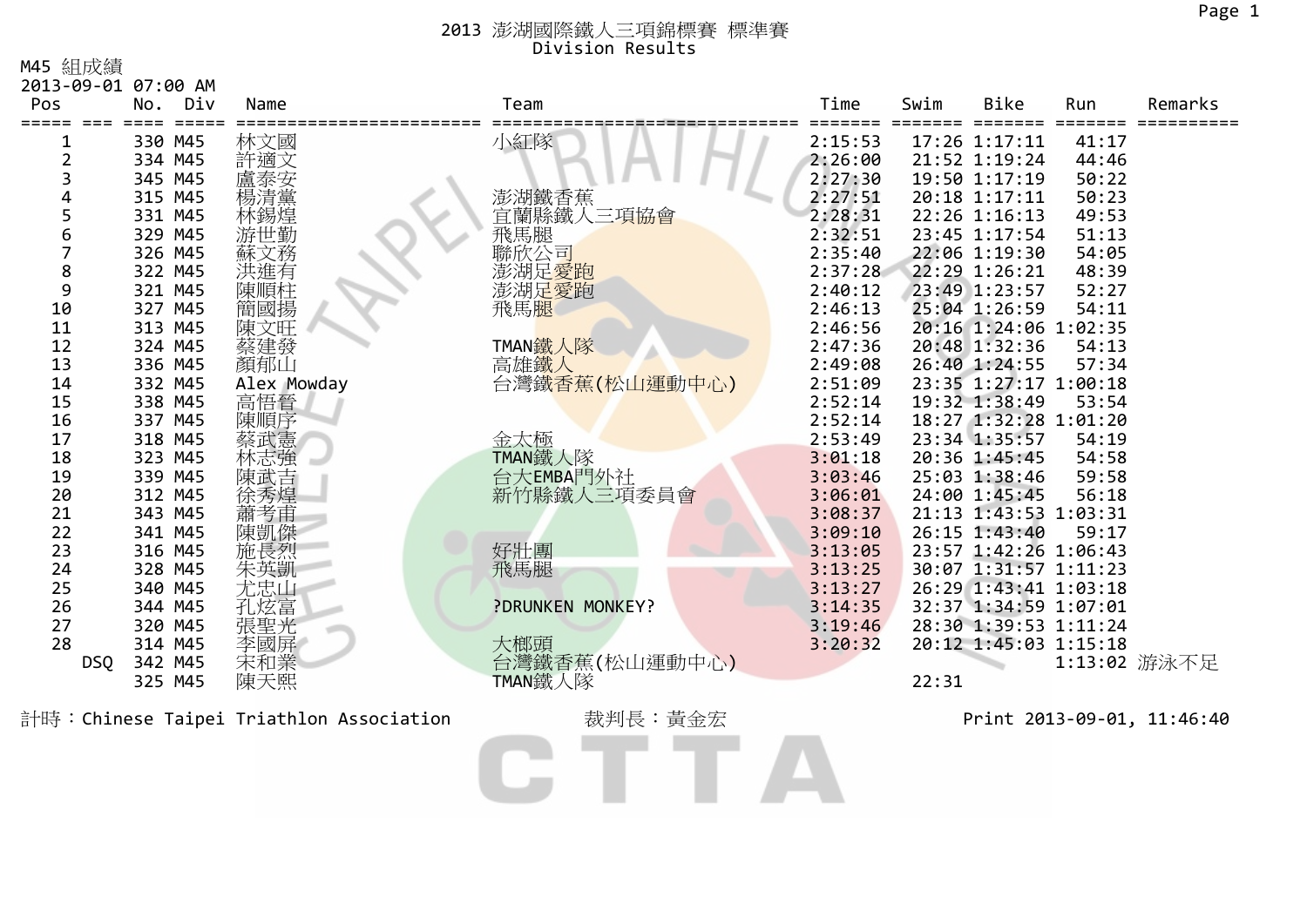# 2013 澎湖國際鐵人三項錦標賽 標準賽

## Division Results

M45 組成績

2013-09-01 07:00 AM

| Pos | | No. | Div | Name | Team | Time | Swim | Bike | Run | Remarks |
|---|---|---|---|---|---|---|---|---|---|---|
| 1 | | 330 | M45 | 林文國 | 小紅隊 | 2:15:53 | 17:26 | 1:17:11 | 41:17 | |
| 2 | | 334 | M45 | 許適文 | | 2:26:00 | 21:52 | 1:19:24 | 44:46 | |
| 3 | | 345 | M45 | 盧泰安 | | 2:27:30 | 19:50 | 1:17:19 | 50:22 | |
| 4 | | 315 | M45 | 楊清黨 | 澎湖鐵香蕉 | 2:27:51 | 20:18 | 1:17:11 | 50:23 | |
| 5 | | 331 | M45 | 林錫煌 | 宜蘭縣鐵人三項協會 | 2:28:31 | 22:26 | 1:16:13 | 49:53 | |
| 6 | | 329 | M45 | 游世勤 | 飛馬腿 | 2:32:51 | 23:45 | 1:17:54 | 51:13 | |
| 7 | | 326 | M45 | 蘇文務 | 聯欣公司 | 2:35:40 | 22:06 | 1:19:30 | 54:05 | |
| 8 | | 322 | M45 | 洪進有 | 澎湖足愛跑 | 2:37:28 | 22:29 | 1:26:21 | 48:39 | |
| 9 | | 321 | M45 | 陳順柱 | 澎湖足愛跑 | 2:40:12 | 23:49 | 1:23:57 | 52:27 | |
| 10 | | 327 | M45 | 簡國揚 | 飛馬腿 | 2:46:13 | 25:04 | 1:26:59 | 54:11 | |
| 11 | | 313 | M45 | 陳文旺 | | 2:46:56 | 20:16 | 1:24:06 | 1:02:35 | |
| 12 | | 324 | M45 | 蔡建發 | TMAN鐵人隊 | 2:47:36 | 20:48 | 1:32:36 | 54:13 | |
| 13 | | 336 | M45 | 顏郁山 | 高雄鐵人 | 2:49:08 | 26:40 | 1:24:55 | 57:34 | |
| 14 | | 332 | M45 | Alex Mowday | 台灣鐵香蕉(松山運動中心) | 2:51:09 | 23:35 | 1:27:17 | 1:00:18 | |
| 15 | | 338 | M45 | 高悟晉 | | 2:52:14 | 19:32 | 1:38:49 | 53:54 | |
| 16 | | 337 | M45 | 陳順序 | | 2:52:14 | 18:27 | 1:32:28 | 1:01:20 | |
| 17 | | 318 | M45 | 蔡武憲 | 金太極 | 2:53:49 | 23:34 | 1:35:57 | 54:19 | |
| 18 | | 323 | M45 | 林志強 | TMAN鐵人隊 | 3:01:18 | 20:36 | 1:45:45 | 54:58 | |
| 19 | | 339 | M45 | 陳武吉 | 台大EMBA門外社 | 3:03:46 | 25:03 | 1:38:46 | 59:58 | |
| 20 | | 312 | M45 | 徐秀煌 | 新竹縣鐵人三項委員會 | 3:06:01 | 24:00 | 1:45:45 | 56:18 | |
| 21 | | 343 | M45 | 蕭考甫 | | 3:08:37 | 21:13 | 1:43:53 | 1:03:31 | |
| 22 | | 341 | M45 | 陳凱傑 | | 3:09:10 | 26:15 | 1:43:40 | 59:17 | |
| 23 | | 316 | M45 | 施長烈 | 好壯團 | 3:13:05 | 23:57 | 1:42:26 | 1:06:43 | |
| 24 | | 328 | M45 | 朱英凱 | 飛馬腿 | 3:13:25 | 30:07 | 1:31:57 | 1:11:23 | |
| 25 | | 340 | M45 | 尤忠山 | | 3:13:27 | 26:29 | 1:43:41 | 1:03:18 | |
| 26 | | 344 | M45 | 孔炫富 | ?DRUNKEN MONKEY? | 3:14:35 | 32:37 | 1:34:59 | 1:07:01 | |
| 27 | | 320 | M45 | 張聖光 | | 3:19:46 | 28:30 | 1:39:53 | 1:11:24 | |
| 28 | | 314 | M45 | 李國屏 | 大榔頭 | 3:20:32 | 20:12 | 1:45:03 | 1:15:18 | |
| | DSQ | 342 | M45 | 宋和業 | 台灣鐵香蕉(松山運動中心) | | | | 1:13:02 | 游泳不足 |
| | | 325 | M45 | 陳天熙 | TMAN鐵人隊 | | 22:31 | | | |

計時：Chinese Taipei Triathlon Association　　裁判長：黃金宏　　Print 2013-09-01, 11:46:40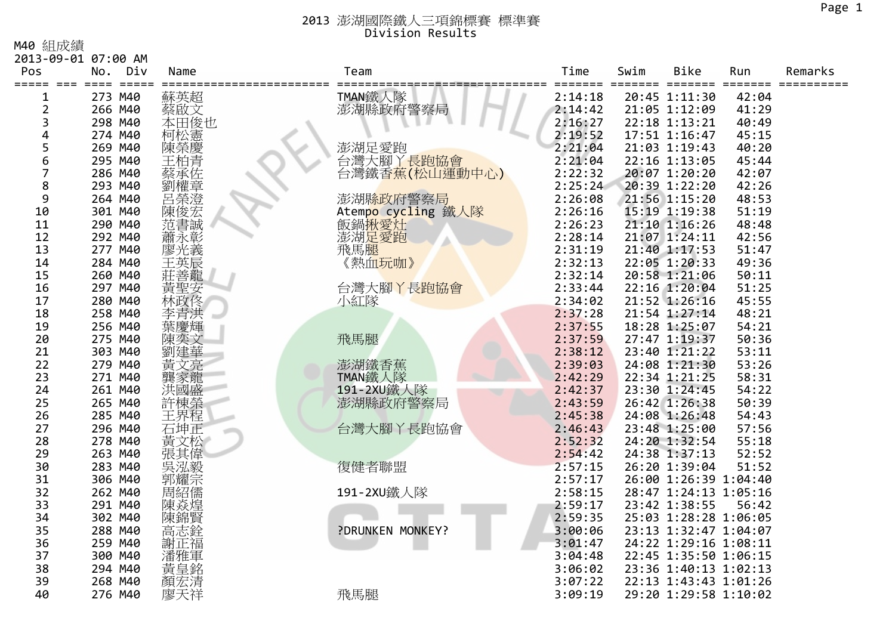# 2013 澎湖國際鐵人三項錦標賽 標準賽

## Division Results

M40 組成績

2013-09-01 07:00 AM

| Pos | No. | Div | Name | Team | Time | Swim | Bike | Run | Remarks |
|---|---|---|---|---|---|---|---|---|---|
| 1 | 273 | M40 | 蘇英超 | TMAN鐵人隊 | 2:14:18 | 20:45 | 1:11:30 | 42:04 | |
| 2 | 266 | M40 | 蔡啟文 | 澎湖縣政府警察局 | 2:14:42 | 21:05 | 1:12:09 | 41:29 | |
| 3 | 298 | M40 | 本田俊也 | | 2:16:27 | 22:18 | 1:13:21 | 40:49 | |
| 4 | 274 | M40 | 柯松憲 | | 2:19:52 | 17:51 | 1:16:47 | 45:15 | |
| 5 | 269 | M40 | 陳榮慶 | 澎湖足愛跑 | 2:21:04 | 21:03 | 1:19:43 | 40:20 | |
| 6 | 295 | M40 | 王柏青 | 台灣大腳ㄚ長跑協會 | 2:21:04 | 22:16 | 1:13:05 | 45:44 | |
| 7 | 286 | M40 | 蔡承佐 | 台灣鐵香蕉(松山運動中心) | 2:22:32 | 20:07 | 1:20:20 | 42:07 | |
| 8 | 293 | M40 | 劉權章 | | 2:25:24 | 20:39 | 1:22:20 | 42:26 | |
| 9 | 264 | M40 | 呂榮澄 | 澎湖縣政府警察局 | 2:26:08 | 21:56 | 1:15:20 | 48:53 | |
| 10 | 301 | M40 | 陳俊宏 | Atempo cycling 鐵人隊 | 2:26:16 | 15:19 | 1:19:38 | 51:19 | |
| 11 | 290 | M40 | 范書誠 | 飯鍋揪愛灶 | 2:26:23 | 21:10 | 1:16:26 | 48:48 | |
| 12 | 292 | M40 | 蕭永彰 | 澎湖足愛跑 | 2:28:14 | 21:07 | 1:24:11 | 42:56 | |
| 13 | 277 | M40 | 廖光義 | 飛馬腿 | 2:31:19 | 21:40 | 1:17:53 | 51:47 | |
| 14 | 284 | M40 | 王英辰 | 《熱血玩咖》 | 2:32:13 | 22:05 | 1:20:33 | 49:36 | |
| 15 | 260 | M40 | 莊善龍 | | 2:32:14 | 20:58 | 1:21:06 | 50:11 | |
| 16 | 297 | M40 | 黃聖安 | 台灣大腳ㄚ長跑協會 | 2:33:44 | 22:16 | 1:20:04 | 51:25 | |
| 17 | 280 | M40 | 林政佟 | 小紅隊 | 2:34:02 | 21:52 | 1:26:16 | 45:55 | |
| 18 | 258 | M40 | 李青洪 | | 2:37:28 | 21:54 | 1:27:14 | 48:21 | |
| 19 | 256 | M40 | 葉慶輝 | | 2:37:55 | 18:28 | 1:25:07 | 54:21 | |
| 20 | 275 | M40 | 陳奕文 | 飛馬腿 | 2:37:59 | 27:47 | 1:19:37 | 50:36 | |
| 21 | 303 | M40 | 劉建華 | | 2:38:12 | 23:40 | 1:21:22 | 53:11 | |
| 22 | 279 | M40 | 黃文亮 | 澎湖鐵香蕉 | 2:39:03 | 24:08 | 1:21:30 | 53:26 | |
| 23 | 271 | M40 | 龔家龍 | TMAN鐵人隊 | 2:42:29 | 22:34 | 1:21:25 | 58:31 | |
| 24 | 261 | M40 | 洪國盛 | 191-2XU鐵人隊 | 2:42:37 | 23:30 | 1:24:45 | 54:22 | |
| 25 | 265 | M40 | 許棟榮 | 澎湖縣政府警察局 | 2:43:59 | 26:42 | 1:26:38 | 50:39 | |
| 26 | 285 | M40 | 王界程 | | 2:45:38 | 24:08 | 1:26:48 | 54:43 | |
| 27 | 296 | M40 | 石坤正 | 台灣大腳ㄚ長跑協會 | 2:46:43 | 23:48 | 1:25:00 | 57:56 | |
| 28 | 278 | M40 | 黃文松 | | 2:52:32 | 24:20 | 1:32:54 | 55:18 | |
| 29 | 263 | M40 | 張其偉 | | 2:54:42 | 24:38 | 1:37:13 | 52:52 | |
| 30 | 283 | M40 | 吳泓毅 | 復健者聯盟 | 2:57:15 | 26:20 | 1:39:04 | 51:52 | |
| 31 | 306 | M40 | 郭耀宗 | | 2:57:17 | 26:00 | 1:26:39 | 1:04:40 | |
| 32 | 262 | M40 | 周紹儒 | 191-2XU鐵人隊 | 2:58:15 | 28:47 | 1:24:13 | 1:05:16 | |
| 33 | 291 | M40 | 陳焱煌 | | 2:59:17 | 23:42 | 1:38:55 | 56:42 | |
| 34 | 302 | M40 | 陳錦賢 | | 2:59:35 | 25:03 | 1:28:28 | 1:06:05 | |
| 35 | 288 | M40 | 高志銓 | ?DRUNKEN MONKEY? | 3:00:06 | 23:13 | 1:32:47 | 1:04:07 | |
| 36 | 259 | M40 | 謝正福 | | 3:01:47 | 24:22 | 1:29:16 | 1:08:11 | |
| 37 | 300 | M40 | 潘雅軍 | | 3:04:48 | 22:45 | 1:35:50 | 1:06:15 | |
| 38 | 294 | M40 | 黃皇銘 | | 3:06:02 | 23:36 | 1:40:13 | 1:02:13 | |
| 39 | 268 | M40 | 顏宏清 | | 3:07:22 | 22:13 | 1:43:43 | 1:01:26 | |
| 40 | 276 | M40 | 廖天祥 | 飛馬腿 | 3:09:19 | 29:20 | 1:29:58 | 1:10:02 | |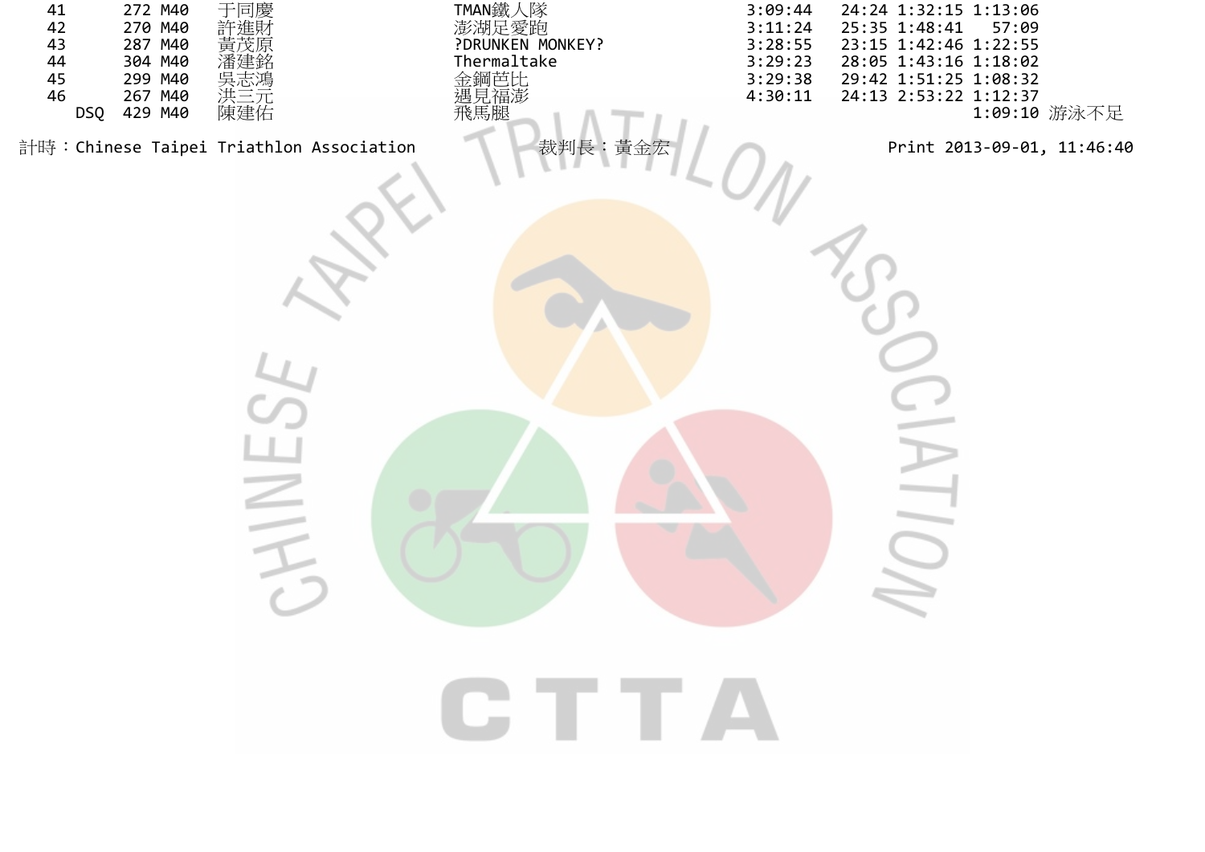| | | | | | | | | | |
|---|---|---|---|---|---|---|---|---|---|
| 41 | 272 | M40 | 于同慶 | TMAN鐵人隊 | 3:09:44 | 24:24 | 1:32:15 | 1:13:06 | |
| 42 | 270 | M40 | 許進財 | 澎湖足愛跑 | 3:11:24 | 25:35 | 1:48:41 | 57:09 | |
| 43 | 287 | M40 | 黃茂原 | ?DRUNKEN MONKEY? | 3:28:55 | 23:15 | 1:42:46 | 1:22:55 | |
| 44 | 304 | M40 | 潘建銘 | Thermaltake | 3:29:23 | 28:05 | 1:43:16 | 1:18:02 | |
| 45 | 299 | M40 | 吳志鴻 | 金鋼芭比 | 3:29:38 | 29:42 | 1:51:25 | 1:08:32 | |
| 46 | 267 | M40 | 洪三元 | 遇見福澎 | 4:30:11 | 24:13 | 2:53:22 | 1:12:37 | |
| DSQ | 429 | M40 | 陳建佑 | 飛馬腿 | | | | 1:09:10 | 游泳不足 |

計時：Chinese Taipei Triathlon Association　　裁判長：黃金宏　　Print 2013-09-01, 11:46:40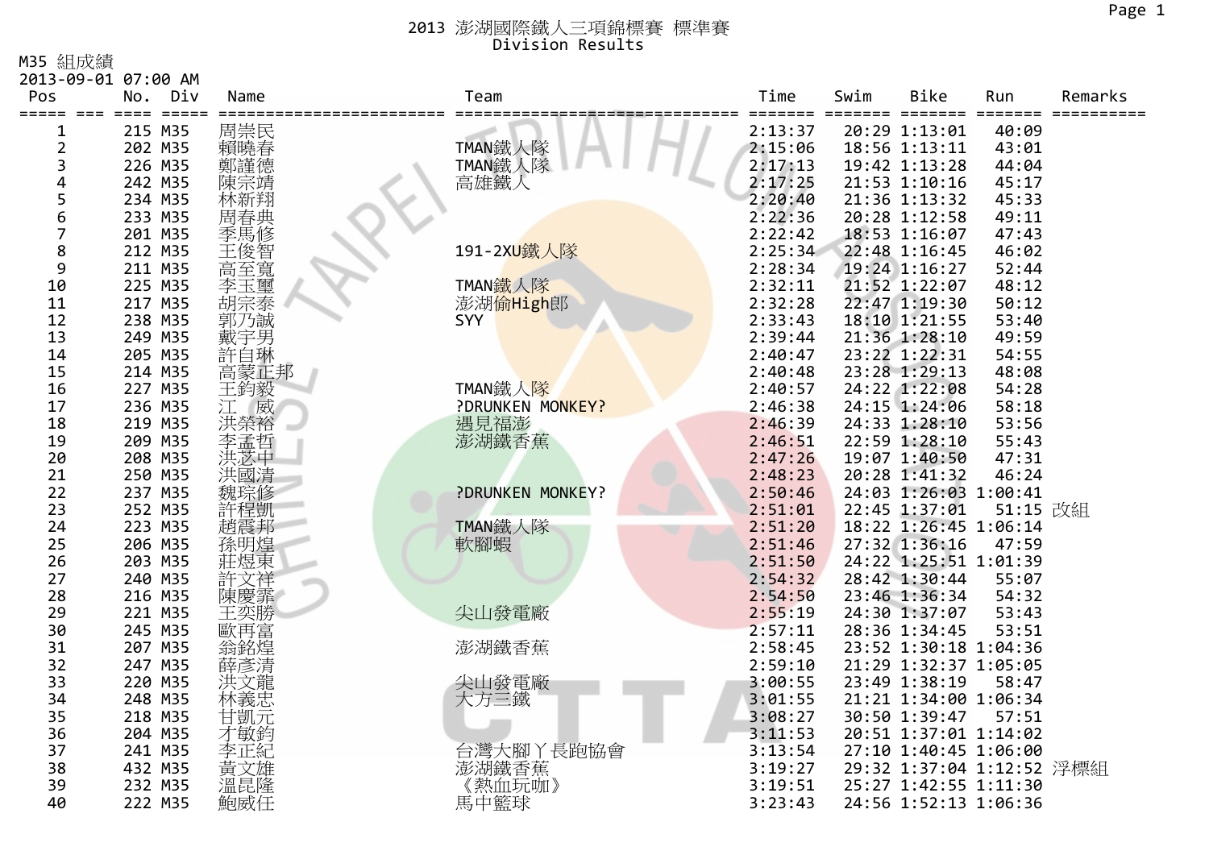# 2013 澎湖國際鐵人三項錦標賽 標準賽

Division Results

M35 組成績

2013-09-01 07:00 AM

| Pos | No. | Div | Name | Team | Time | Swim | Bike | Run | Remarks |
|---|---|---|---|---|---|---|---|---|---|
| 1 | 215 | M35 | 周崇民 | | 2:13:37 | 20:29 | 1:13:01 | 40:09 | |
| 2 | 202 | M35 | 賴曉春 | TMAN鐵人隊 | 2:15:06 | 18:56 | 1:13:11 | 43:01 | |
| 3 | 226 | M35 | 鄭謹德 | TMAN鐵人隊 | 2:17:13 | 19:42 | 1:13:28 | 44:04 | |
| 4 | 242 | M35 | 陳宗靖 | 高雄鐵人 | 2:17:25 | 21:53 | 1:10:16 | 45:17 | |
| 5 | 234 | M35 | 林新翔 | | 2:20:40 | 21:36 | 1:13:32 | 45:33 | |
| 6 | 233 | M35 | 周春典 | | 2:22:36 | 20:28 | 1:12:58 | 49:11 | |
| 7 | 201 | M35 | 季馬修 | | 2:22:42 | 18:53 | 1:16:07 | 47:43 | |
| 8 | 212 | M35 | 王俊智 | 191-2XU鐵人隊 | 2:25:34 | 22:48 | 1:16:45 | 46:02 | |
| 9 | 211 | M35 | 高至寬 | | 2:28:34 | 19:24 | 1:16:27 | 52:44 | |
| 10 | 225 | M35 | 李玉璽 | TMAN鐵人隊 | 2:32:11 | 21:52 | 1:22:07 | 48:12 | |
| 11 | 217 | M35 | 胡宗泰 | 澎湖偷High郎 | 2:32:28 | 22:47 | 1:19:30 | 50:12 | |
| 12 | 238 | M35 | 郭乃誠 | SYY | 2:33:43 | 18:10 | 1:21:55 | 53:40 | |
| 13 | 249 | M35 | 戴宇男 | | 2:39:44 | 21:36 | 1:28:10 | 49:59 | |
| 14 | 205 | M35 | 許自琳 | | 2:40:47 | 23:22 | 1:22:31 | 54:55 | |
| 15 | 214 | M35 | 高蒙正邦 | | 2:40:48 | 23:28 | 1:29:13 | 48:08 | |
| 16 | 227 | M35 | 王鈞毅 | TMAN鐵人隊 | 2:40:57 | 24:22 | 1:22:08 | 54:28 | |
| 17 | 236 | M35 | 江　威 | ?DRUNKEN MONKEY? | 2:46:38 | 24:15 | 1:24:06 | 58:18 | |
| 18 | 219 | M35 | 洪榮裕 | 遇見福澎 | 2:46:39 | 24:33 | 1:28:10 | 53:56 | |
| 19 | 209 | M35 | 李孟哲 | 澎湖鐵香蕉 | 2:46:51 | 22:59 | 1:28:10 | 55:43 | |
| 20 | 208 | M35 | 洪苾中 | | 2:47:26 | 19:07 | 1:40:50 | 47:31 | |
| 21 | 250 | M35 | 洪國清 | | 2:48:23 | 20:28 | 1:41:32 | 46:24 | |
| 22 | 237 | M35 | 魏琮修 | ?DRUNKEN MONKEY? | 2:50:46 | 24:03 | 1:26:03 | 1:00:41 | |
| 23 | 252 | M35 | 許程凱 | | 2:51:01 | 22:45 | 1:37:01 | 51:15 | 改組 |
| 24 | 223 | M35 | 趙震邦 | TMAN鐵人隊 | 2:51:20 | 18:22 | 1:26:45 | 1:06:14 | |
| 25 | 206 | M35 | 孫明煌 | 軟腳蝦 | 2:51:46 | 27:32 | 1:36:16 | 47:59 | |
| 26 | 203 | M35 | 莊煜東 | | 2:51:50 | 24:22 | 1:25:51 | 1:01:39 | |
| 27 | 240 | M35 | 許文祥 | | 2:54:32 | 28:42 | 1:30:44 | 55:07 | |
| 28 | 216 | M35 | 陳慶霖 | | 2:54:50 | 23:46 | 1:36:34 | 54:32 | |
| 29 | 221 | M35 | 王奕勝 | 尖山發電廠 | 2:55:19 | 24:30 | 1:37:07 | 53:43 | |
| 30 | 245 | M35 | 歐再富 | | 2:57:11 | 28:36 | 1:34:45 | 53:51 | |
| 31 | 207 | M35 | 翁銘煌 | 澎湖鐵香蕉 | 2:58:45 | 23:52 | 1:30:18 | 1:04:36 | |
| 32 | 247 | M35 | 薛彥清 | | 2:59:10 | 21:29 | 1:32:37 | 1:05:05 | |
| 33 | 220 | M35 | 洪文龍 | 尖山發電廠 | 3:00:55 | 23:49 | 1:38:19 | 58:47 | |
| 34 | 248 | M35 | 林義忠 | 大方三鐵 | 3:01:55 | 21:21 | 1:34:00 | 1:06:34 | |
| 35 | 218 | M35 | 甘凱元 | | 3:08:27 | 30:50 | 1:39:47 | 57:51 | |
| 36 | 204 | M35 | 才敏鈞 | | 3:11:53 | 20:51 | 1:37:01 | 1:14:02 | |
| 37 | 241 | M35 | 李正紀 | 台灣大腳丫長跑協會 | 3:13:54 | 27:10 | 1:40:45 | 1:06:00 | |
| 38 | 432 | M35 | 黃文雄 | 澎湖鐵香蕉 | 3:19:27 | 29:32 | 1:37:04 | 1:12:52 | 浮標組 |
| 39 | 232 | M35 | 溫昆隆 | 《熱血玩咖》 | 3:19:51 | 25:27 | 1:42:55 | 1:11:30 | |
| 40 | 222 | M35 | 鮑威任 | 馬中籃球 | 3:23:43 | 24:56 | 1:52:13 | 1:06:36 | |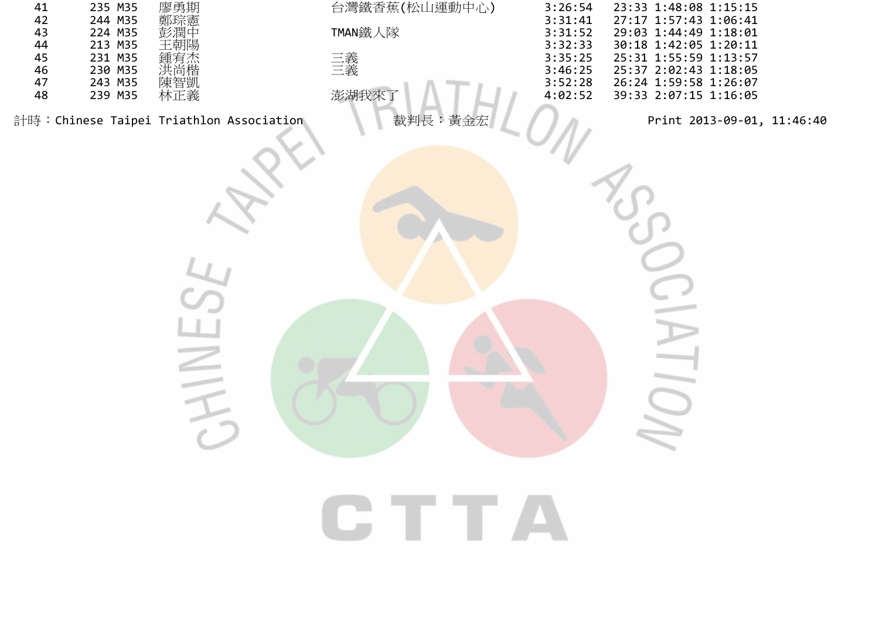| | | | | | | | | |
|---|---|---|---|---|---|---|---|---|
| 41 | 235 | M35 | 廖勇期 | 台灣鐵香蕉(松山運動中心) | 3:26:54 | 23:33 | 1:48:08 | 1:15:15 |
| 42 | 244 | M35 | 鄭琮憲 | | 3:31:41 | 27:17 | 1:57:43 | 1:06:41 |
| 43 | 224 | M35 | 彭潤中 | TMAN鐵人隊 | 3:31:52 | 29:03 | 1:44:49 | 1:18:01 |
| 44 | 213 | M35 | 王朝陽 | | 3:32:33 | 30:18 | 1:42:05 | 1:20:11 |
| 45 | 231 | M35 | 鍾宥杰 | 三義 | 3:35:25 | 25:31 | 1:55:59 | 1:13:57 |
| 46 | 230 | M35 | 洪尚楷 | 三義 | 3:46:25 | 25:37 | 2:02:43 | 1:18:05 |
| 47 | 243 | M35 | 陳智凱 | | 3:52:28 | 26:24 | 1:59:58 | 1:26:07 |
| 48 | 239 | M35 | 林正義 | 澎湖我來了 | 4:02:52 | 39:33 | 2:07:15 | 1:16:05 |

計時：Chinese Taipei Triathlon Association　　裁判長：黃金宏　　Print 2013-09-01, 11:46:40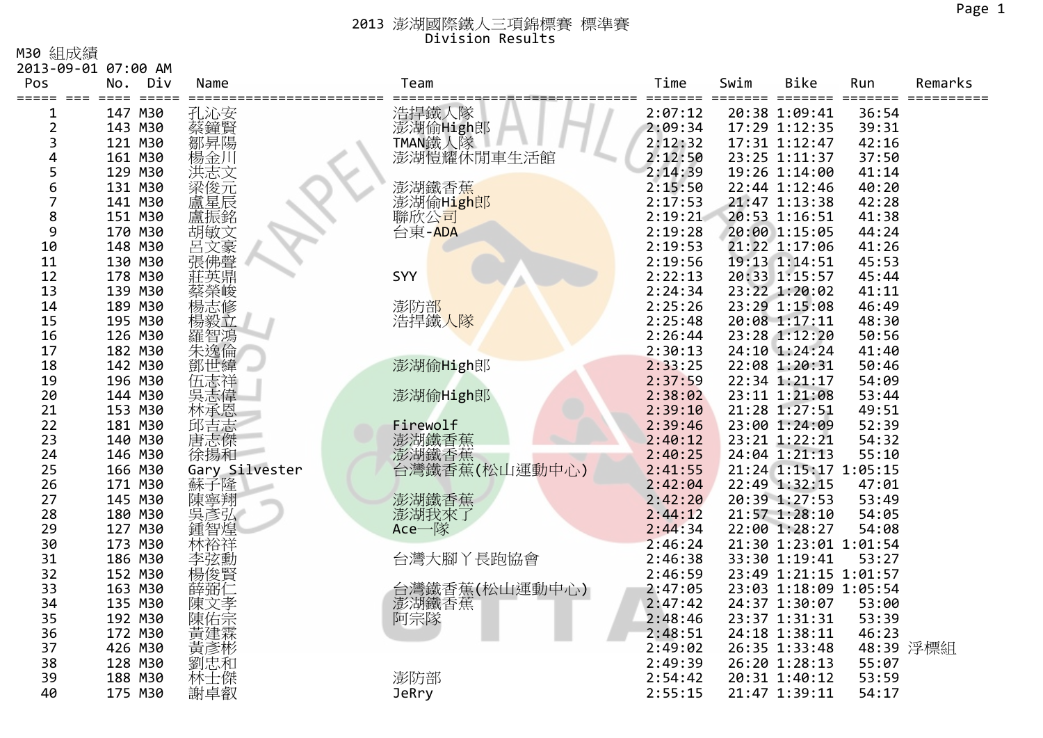# 2013 澎湖國際鐵人三項錦標賽 標準賽
## Division Results

M30 組成績
2013-09-01 07:00 AM

| Pos | No. | Div | Name | Team | Time | Swim | Bike | Run | Remarks |
|---|---|---|---|---|---|---|---|---|---|
| 1 | 147 | M30 | 孔沁安 | 浩捍鐵人隊 | 2:07:12 | 20:38 | 1:09:41 | 36:54 | |
| 2 | 143 | M30 | 蔡鐘賢 | 澎湖偷High郎 | 2:09:34 | 17:29 | 1:12:35 | 39:31 | |
| 3 | 121 | M30 | 鄒昇陽 | TMAN鐵人隊 | 2:12:32 | 17:31 | 1:12:47 | 42:16 | |
| 4 | 161 | M30 | 楊金川 | 澎湖愷耀休閒車生活館 | 2:12:50 | 23:25 | 1:11:37 | 37:50 | |
| 5 | 129 | M30 | 洪志文 | | 2:14:39 | 19:26 | 1:14:00 | 41:14 | |
| 6 | 131 | M30 | 梁俊元 | 澎湖鐵香蕉 | 2:15:50 | 22:44 | 1:12:46 | 40:20 | |
| 7 | 141 | M30 | 盧星辰 | 澎湖偷High郎 | 2:17:53 | 21:47 | 1:13:38 | 42:28 | |
| 8 | 151 | M30 | 盧振銘 | 聯欣公司 | 2:19:21 | 20:53 | 1:16:51 | 41:38 | |
| 9 | 170 | M30 | 胡敏文 | 台東-ADA | 2:19:28 | 20:00 | 1:15:05 | 44:24 | |
| 10 | 148 | M30 | 呂文豪 | | 2:19:53 | 21:22 | 1:17:06 | 41:26 | |
| 11 | 130 | M30 | 張佛聲 | | 2:19:56 | 19:13 | 1:14:51 | 45:53 | |
| 12 | 178 | M30 | 莊英鼎 | SYY | 2:22:13 | 20:33 | 1:15:57 | 45:44 | |
| 13 | 139 | M30 | 蔡榮峻 | | 2:24:34 | 23:22 | 1:20:02 | 41:11 | |
| 14 | 189 | M30 | 楊志修 | 澎防部 | 2:25:26 | 23:29 | 1:15:08 | 46:49 | |
| 15 | 195 | M30 | 楊毅立 | 浩捍鐵人隊 | 2:25:48 | 20:08 | 1:17:11 | 48:30 | |
| 16 | 126 | M30 | 羅智鴻 | | 2:26:44 | 23:28 | 1:12:20 | 50:56 | |
| 17 | 182 | M30 | 朱逸倫 | | 2:30:13 | 24:10 | 1:24:24 | 41:40 | |
| 18 | 142 | M30 | 鄧世緯 | 澎湖偷High郎 | 2:33:25 | 22:08 | 1:20:31 | 50:46 | |
| 19 | 196 | M30 | 伍志祥 | | 2:37:59 | 22:34 | 1:21:17 | 54:09 | |
| 20 | 144 | M30 | 吳志偉 | 澎湖偷High郎 | 2:38:02 | 23:11 | 1:21:08 | 53:44 | |
| 21 | 153 | M30 | 林承恩 | | 2:39:10 | 21:28 | 1:27:51 | 49:51 | |
| 22 | 181 | M30 | 邱吉志 | Firewolf | 2:39:46 | 23:00 | 1:24:09 | 52:39 | |
| 23 | 140 | M30 | 唐志傑 | 澎湖鐵香蕉 | 2:40:12 | 23:21 | 1:22:21 | 54:32 | |
| 24 | 146 | M30 | 徐揚和 | 澎湖鐵香蕉 | 2:40:25 | 24:04 | 1:21:13 | 55:10 | |
| 25 | 166 | M30 | Gary Silvester | 台灣鐵香蕉(松山運動中心) | 2:41:55 | 21:24 | 1:15:17 | 1:05:15 | |
| 26 | 171 | M30 | 蘇子隆 | | 2:42:04 | 22:49 | 1:32:15 | 47:01 | |
| 27 | 145 | M30 | 陳寧翔 | 澎湖鐵香蕉 | 2:42:20 | 20:39 | 1:27:53 | 53:49 | |
| 28 | 180 | M30 | 吳彥弘 | 澎湖我來了 | 2:44:12 | 21:57 | 1:28:10 | 54:05 | |
| 29 | 127 | M30 | 鍾智煌 | Ace一隊 | 2:44:34 | 22:00 | 1:28:27 | 54:08 | |
| 30 | 173 | M30 | 林裕祥 | | 2:46:24 | 21:30 | 1:23:01 | 1:01:54 | |
| 31 | 186 | M30 | 李弦勳 | 台灣大腳丫長跑協會 | 2:46:38 | 33:30 | 1:19:41 | 53:27 | |
| 32 | 152 | M30 | 楊俊賢 | | 2:46:59 | 23:49 | 1:21:15 | 1:01:57 | |
| 33 | 163 | M30 | 薛弼仁 | 台灣鐵香蕉(松山運動中心) | 2:47:05 | 23:03 | 1:18:09 | 1:05:54 | |
| 34 | 135 | M30 | 陳文孝 | 澎湖鐵香蕉 | 2:47:42 | 24:37 | 1:30:07 | 53:00 | |
| 35 | 192 | M30 | 陳佑宗 | 阿宗隊 | 2:48:46 | 23:37 | 1:31:31 | 53:39 | |
| 36 | 172 | M30 | 黃建霖 | | 2:48:51 | 24:18 | 1:38:11 | 46:23 | |
| 37 | 426 | M30 | 黃彥彬 | | 2:49:02 | 26:35 | 1:33:48 | 48:39 | 浮標組 |
| 38 | 128 | M30 | 劉忠和 | | 2:49:39 | 26:20 | 1:28:13 | 55:07 | |
| 39 | 188 | M30 | 林士傑 | 澎防部 | 2:54:42 | 20:31 | 1:40:12 | 53:59 | |
| 40 | 175 | M30 | 謝卓叡 | JeRry | 2:55:15 | 21:47 | 1:39:11 | 54:17 | |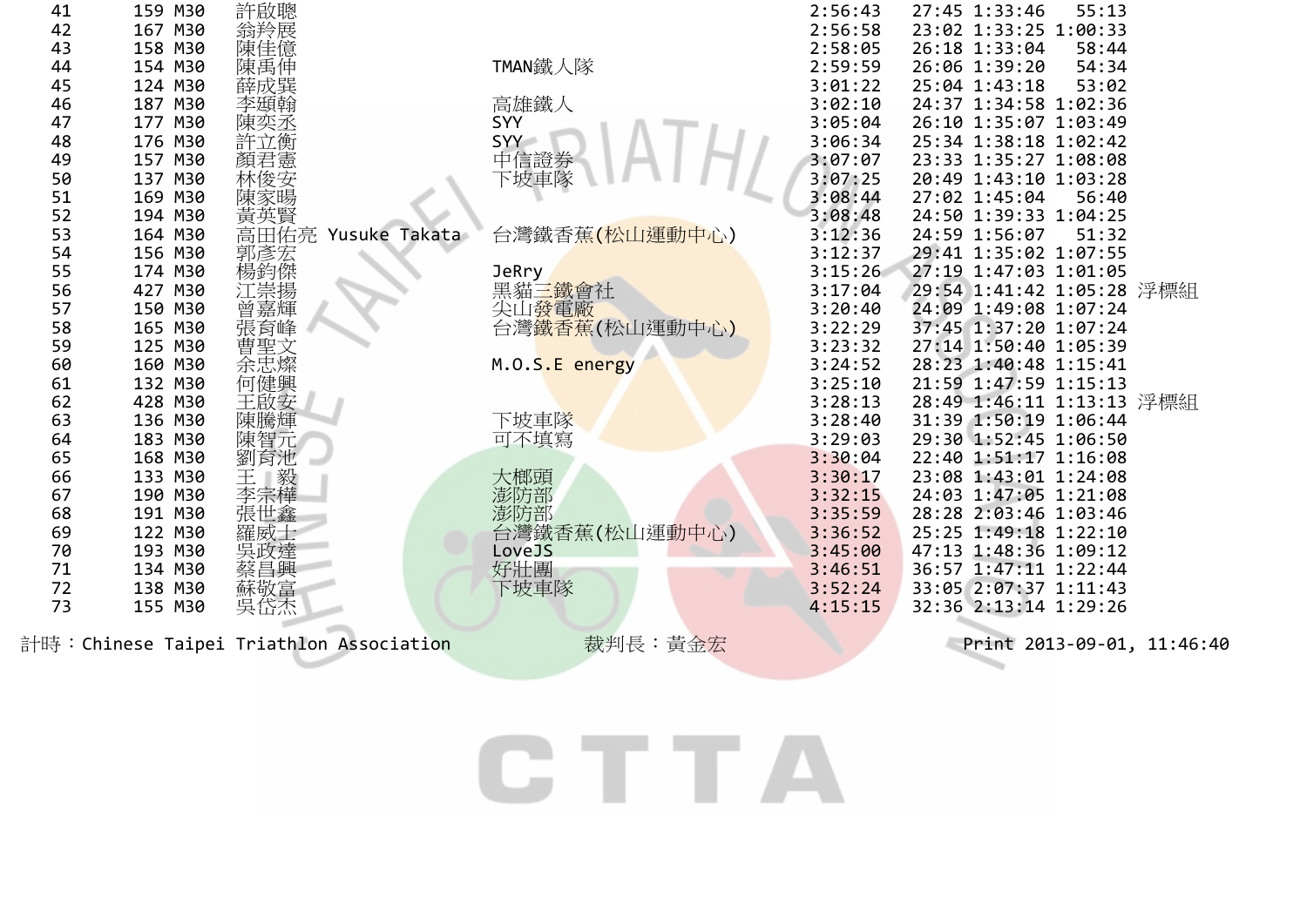| 41 | 159 | M30 | 許啟聰 | | 2:56:43 | 27:45 | 1:33:46 | 55:13 | |
|---|---|---|---|---|---|---|---|---|---|
| 42 | 167 | M30 | 翁羚展 | | 2:56:58 | 23:02 | 1:33:25 | 1:00:33 | |
| 43 | 158 | M30 | 陳佳億 | | 2:58:05 | 26:18 | 1:33:04 | 58:44 | |
| 44 | 154 | M30 | 陳禹伸 | TMAN鐵人隊 | 2:59:59 | 26:06 | 1:39:20 | 54:34 | |
| 45 | 124 | M30 | 薛成巽 | | 3:01:22 | 25:04 | 1:43:18 | 53:02 | |
| 46 | 187 | M30 | 李頤翰 | 高雄鐵人 | 3:02:10 | 24:37 | 1:34:58 | 1:02:36 | |
| 47 | 177 | M30 | 陳奕丞 | SYY | 3:05:04 | 26:10 | 1:35:07 | 1:03:49 | |
| 48 | 176 | M30 | 許立衡 | SYY | 3:06:34 | 25:34 | 1:38:18 | 1:02:42 | |
| 49 | 157 | M30 | 顏君憲 | 中信證券 | 3:07:07 | 23:33 | 1:35:27 | 1:08:08 | |
| 50 | 137 | M30 | 林俊安 | 下坡車隊 | 3:07:25 | 20:49 | 1:43:10 | 1:03:28 | |
| 51 | 169 | M30 | 陳家暘 | | 3:08:44 | 27:02 | 1:45:04 | 56:40 | |
| 52 | 194 | M30 | 黃英賢 | | 3:08:48 | 24:50 | 1:39:33 | 1:04:25 | |
| 53 | 164 | M30 | 高田佑亮 Yusuke Takata | 台灣鐵香蕉(松山運動中心) | 3:12:36 | 24:59 | 1:56:07 | 51:32 | |
| 54 | 156 | M30 | 郭彥宏 | | 3:12:37 | 29:41 | 1:35:02 | 1:07:55 | |
| 55 | 174 | M30 | 楊鈞傑 | JeRry | 3:15:26 | 27:19 | 1:47:03 | 1:01:05 | |
| 56 | 427 | M30 | 江崇揚 | 黑貓三鐵會社 | 3:17:04 | 29:54 | 1:41:42 | 1:05:28 | 浮標組 |
| 57 | 150 | M30 | 曾嘉輝 | 尖山發電廠 | 3:20:40 | 24:09 | 1:49:08 | 1:07:24 | |
| 58 | 165 | M30 | 張育峰 | 台灣鐵香蕉(松山運動中心) | 3:22:29 | 37:45 | 1:37:20 | 1:07:24 | |
| 59 | 125 | M30 | 曹聖文 | | 3:23:32 | 27:14 | 1:50:40 | 1:05:39 | |
| 60 | 160 | M30 | 余忠燦 | M.O.S.E energy | 3:24:52 | 28:23 | 1:40:48 | 1:15:41 | |
| 61 | 132 | M30 | 何健興 | | 3:25:10 | 21:59 | 1:47:59 | 1:15:13 | |
| 62 | 428 | M30 | 王啟安 | | 3:28:13 | 28:49 | 1:46:11 | 1:13:13 | 浮標組 |
| 63 | 136 | M30 | 陳騰輝 | 下坡車隊 | 3:28:40 | 31:39 | 1:50:19 | 1:06:44 | |
| 64 | 183 | M30 | 陳智元 | 可不填寫 | 3:29:03 | 29:30 | 1:52:45 | 1:06:50 | |
| 65 | 168 | M30 | 劉育池 | | 3:30:04 | 22:40 | 1:51:17 | 1:16:08 | |
| 66 | 133 | M30 | 王　毅 | 大榔頭 | 3:30:17 | 23:08 | 1:43:01 | 1:24:08 | |
| 67 | 190 | M30 | 李宗樺 | 澎防部 | 3:32:15 | 24:03 | 1:47:05 | 1:21:08 | |
| 68 | 191 | M30 | 張世鑫 | 澎防部 | 3:35:59 | 28:28 | 2:03:46 | 1:03:46 | |
| 69 | 122 | M30 | 羅威士 | 台灣鐵香蕉(松山運動中心) | 3:36:52 | 25:25 | 1:49:18 | 1:22:10 | |
| 70 | 193 | M30 | 吳政達 | LoveJS | 3:45:00 | 47:13 | 1:48:36 | 1:09:12 | |
| 71 | 134 | M30 | 蔡昌興 | 好壯團 | 3:46:51 | 36:57 | 1:47:11 | 1:22:44 | |
| 72 | 138 | M30 | 蘇敬富 | 下坡車隊 | 3:52:24 | 33:05 | 2:07:37 | 1:11:43 | |
| 73 | 155 | M30 | 吳岱杰 | | 4:15:15 | 32:36 | 2:13:14 | 1:29:26 | |

計時：Chinese Taipei Triathlon Association　　裁判長：黃金宏　　Print 2013-09-01, 11:46:40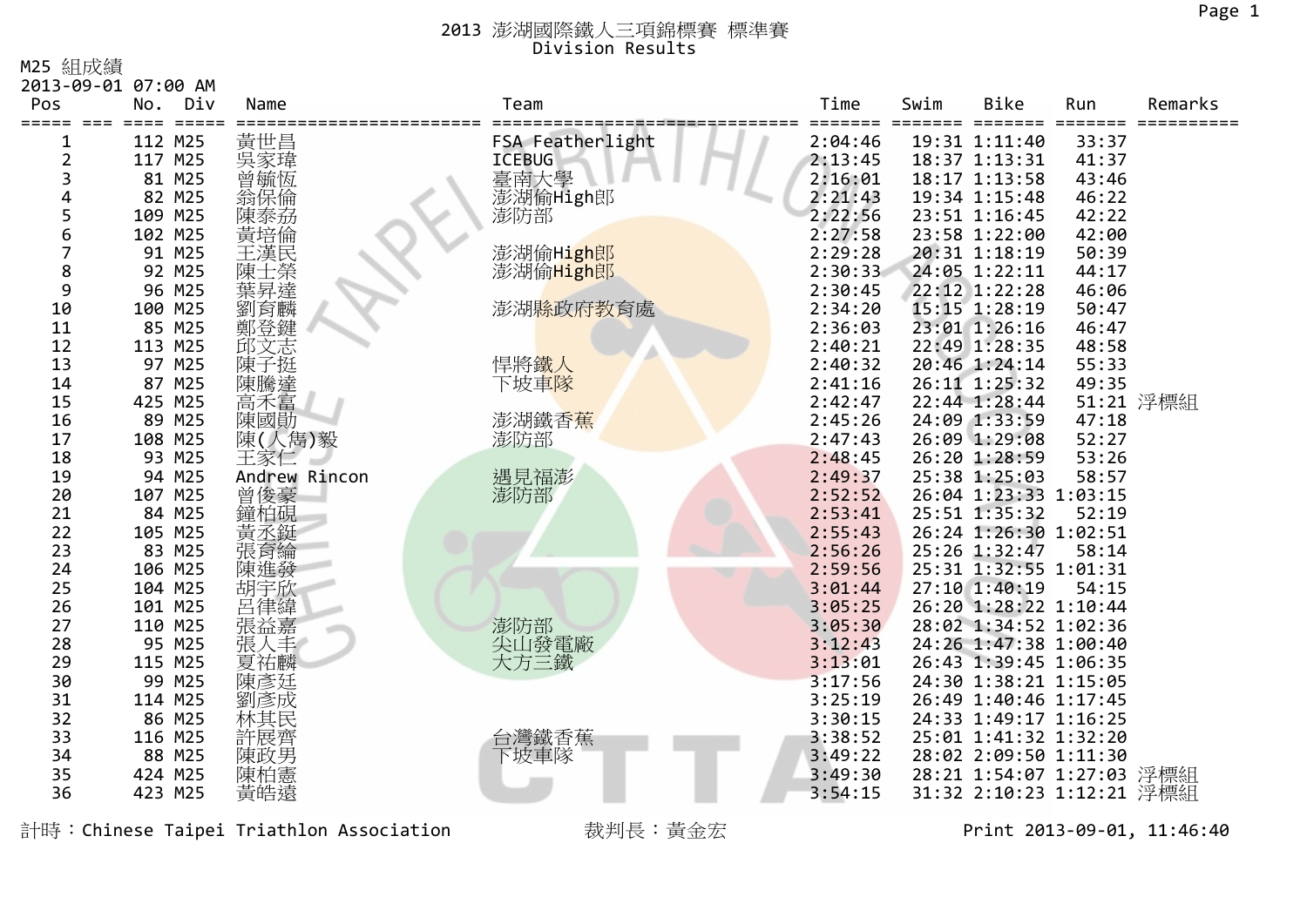# 2013 澎湖國際鐵人三項錦標賽 標準賽

Division Results

M25 組成績

2013-09-01 07:00 AM

| Pos | No. | Div | Name | Team | Time | Swim | Bike | Run | Remarks |
|---|---|---|---|---|---|---|---|---|---|
| 1 | 112 | M25 | 黃世昌 | FSA Featherlight | 2:04:46 | 19:31 | 1:11:40 | 33:37 | |
| 2 | 117 | M25 | 吳家瑋 | ICEBUG | 2:13:45 | 18:37 | 1:13:31 | 41:37 | |
| 3 | 81 | M25 | 曾毓恆 | 臺南大學 | 2:16:01 | 18:17 | 1:13:58 | 43:46 | |
| 4 | 82 | M25 | 翁保倫 | 澎湖偷High郎 | 2:21:43 | 19:34 | 1:15:48 | 46:22 | |
| 5 | 109 | M25 | 陳泰劦 | 澎防部 | 2:22:56 | 23:51 | 1:16:45 | 42:22 | |
| 6 | 102 | M25 | 黃培倫 | | 2:27:58 | 23:58 | 1:22:00 | 42:00 | |
| 7 | 91 | M25 | 王漢民 | 澎湖偷High郎 | 2:29:28 | 20:31 | 1:18:19 | 50:39 | |
| 8 | 92 | M25 | 陳士榮 | 澎湖偷High郎 | 2:30:33 | 24:05 | 1:22:11 | 44:17 | |
| 9 | 96 | M25 | 葉昇達 | | 2:30:45 | 22:12 | 1:22:28 | 46:06 | |
| 10 | 100 | M25 | 劉育麟 | 澎湖縣政府教育處 | 2:34:20 | 15:15 | 1:28:19 | 50:47 | |
| 11 | 85 | M25 | 鄭登鍵 | | 2:36:03 | 23:01 | 1:26:16 | 46:47 | |
| 12 | 113 | M25 | 邱文志 | | 2:40:21 | 22:49 | 1:28:35 | 48:58 | |
| 13 | 97 | M25 | 陳子挺 | 悍將鐵人 | 2:40:32 | 20:46 | 1:24:14 | 55:33 | |
| 14 | 87 | M25 | 陳騰達 | 下坡車隊 | 2:41:16 | 26:11 | 1:25:32 | 49:35 | |
| 15 | 425 | M25 | 高禾富 | | 2:42:47 | 22:44 | 1:28:44 | 51:21 | 浮標組 |
| 16 | 89 | M25 | 陳國勛 | 澎湖鐵香蕉 | 2:45:26 | 24:09 | 1:33:59 | 47:18 | |
| 17 | 108 | M25 | 陳(人雋)毅 | 澎防部 | 2:47:43 | 26:09 | 1:29:08 | 52:27 | |
| 18 | 93 | M25 | 王家仁 | | 2:48:45 | 26:20 | 1:28:59 | 53:26 | |
| 19 | 94 | M25 | Andrew Rincon | 遇見福澎 | 2:49:37 | 25:38 | 1:25:03 | 58:57 | |
| 20 | 107 | M25 | 曾俊豪 | 澎防部 | 2:52:52 | 26:04 | 1:23:33 | 1:03:15 | |
| 21 | 84 | M25 | 鐘柏硯 | | 2:53:41 | 25:51 | 1:35:32 | 52:19 | |
| 22 | 105 | M25 | 黃丞鋌 | | 2:55:43 | 26:24 | 1:26:30 | 1:02:51 | |
| 23 | 83 | M25 | 張育綸 | | 2:56:26 | 25:26 | 1:32:47 | 58:14 | |
| 24 | 106 | M25 | 陳進發 | | 2:59:56 | 25:31 | 1:32:55 | 1:01:31 | |
| 25 | 104 | M25 | 胡宇欣 | | 3:01:44 | 27:10 | 1:40:19 | 54:15 | |
| 26 | 101 | M25 | 呂律緯 | | 3:05:25 | 26:20 | 1:28:22 | 1:10:44 | |
| 27 | 110 | M25 | 張益嘉 | 澎防部 | 3:05:30 | 28:02 | 1:34:52 | 1:02:36 | |
| 28 | 95 | M25 | 張人丰 | 尖山發電廠 | 3:12:43 | 24:26 | 1:47:38 | 1:00:40 | |
| 29 | 115 | M25 | 夏祐麟 | 大方三鐵 | 3:13:01 | 26:43 | 1:39:45 | 1:06:35 | |
| 30 | 99 | M25 | 陳彥廷 | | 3:17:56 | 24:30 | 1:38:21 | 1:15:05 | |
| 31 | 114 | M25 | 劉彥成 | | 3:25:19 | 26:49 | 1:40:46 | 1:17:45 | |
| 32 | 86 | M25 | 林其民 | | 3:30:15 | 24:33 | 1:49:17 | 1:16:25 | |
| 33 | 116 | M25 | 許展齊 | 台灣鐵香蕉 | 3:38:52 | 25:01 | 1:41:32 | 1:32:20 | |
| 34 | 88 | M25 | 陳政男 | 下坡車隊 | 3:49:22 | 28:02 | 2:09:50 | 1:11:30 | |
| 35 | 424 | M25 | 陳柏憲 | | 3:49:30 | 28:21 | 1:54:07 | 1:27:03 | 浮標組 |
| 36 | 423 | M25 | 黃皓遠 | | 3:54:15 | 31:32 | 2:10:23 | 1:12:21 | 浮標組 |

計時：Chinese Taipei Triathlon Association　　裁判長：黃金宏　　Print 2013-09-01, 11:46:40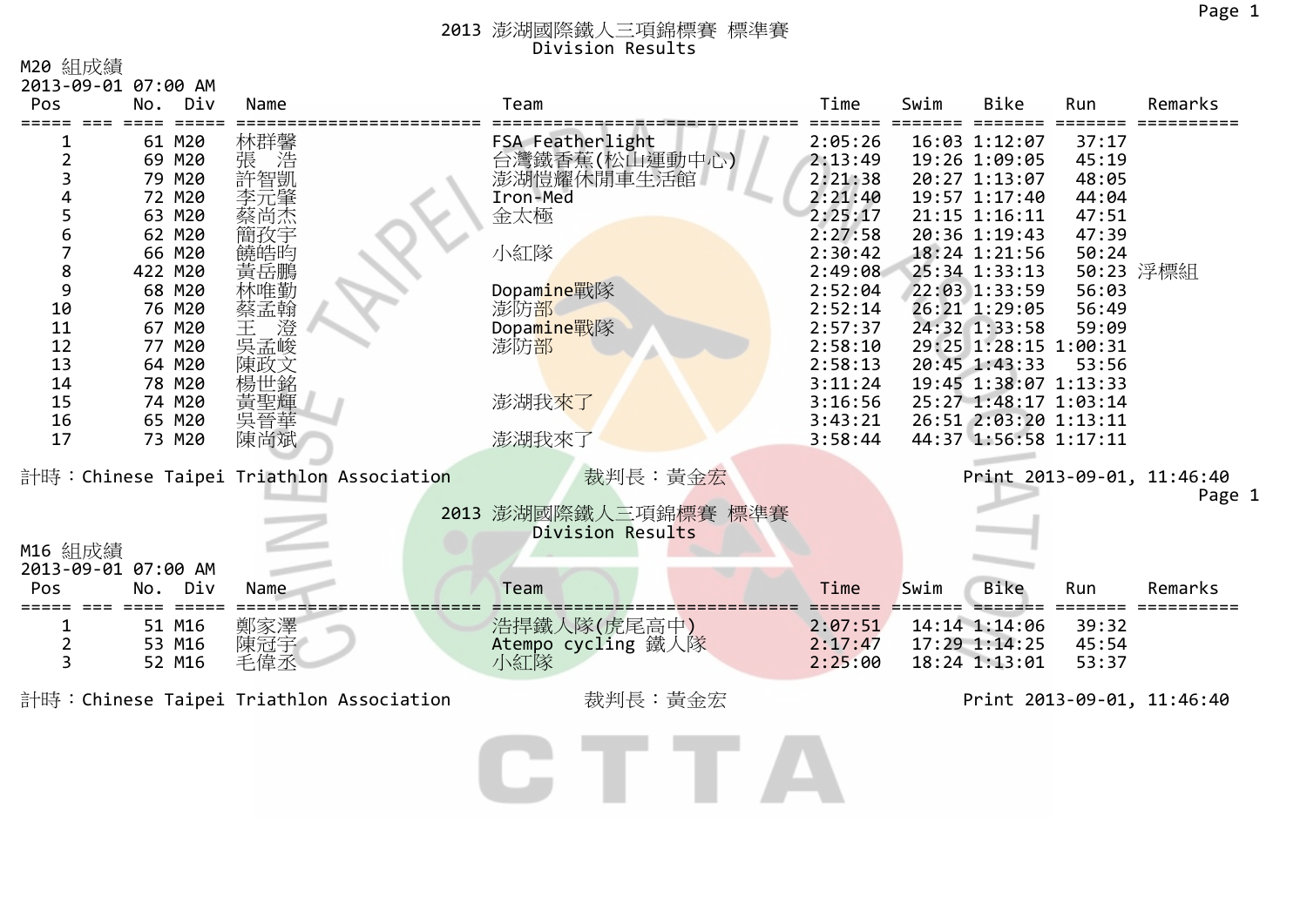# 2013 澎湖國際鐵人三項錦標賽 標準賽
## Division Results

M20 組成績
2013-09-01 07:00 AM

| Pos | No. | Div | Name | Team | Time | Swim | Bike | Run | Remarks |
|---|---|---|---|---|---|---|---|---|---|
| 1 | 61 | M20 | 林群馨 | FSA Featherlight | 2:05:26 | 16:03 | 1:12:07 | 37:17 | |
| 2 | 69 | M20 | 張　浩 | 台灣鐵香蕉(松山運動中心) | 2:13:49 | 19:26 | 1:09:05 | 45:19 | |
| 3 | 79 | M20 | 許智凱 | 澎湖愷耀休閒車生活館 | 2:21:38 | 20:27 | 1:13:07 | 48:05 | |
| 4 | 72 | M20 | 李元肇 | Iron-Med | 2:21:40 | 19:57 | 1:17:40 | 44:04 | |
| 5 | 63 | M20 | 蔡尚杰 | 金太極 | 2:25:17 | 21:15 | 1:16:11 | 47:51 | |
| 6 | 62 | M20 | 簡孜宇 | | 2:27:58 | 20:36 | 1:19:43 | 47:39 | |
| 7 | 66 | M20 | 饒皓昀 | 小紅隊 | 2:30:42 | 18:24 | 1:21:56 | 50:24 | |
| 8 | 422 | M20 | 黃岳鵬 | | 2:49:08 | 25:34 | 1:33:13 | 50:23 | 浮標組 |
| 9 | 68 | M20 | 林唯勤 | Dopamine戰隊 | 2:52:04 | 22:03 | 1:33:59 | 56:03 | |
| 10 | 76 | M20 | 蔡孟翰 | 澎防部 | 2:52:14 | 26:21 | 1:29:05 | 56:49 | |
| 11 | 67 | M20 | 王　澄 | Dopamine戰隊 | 2:57:37 | 24:32 | 1:33:58 | 59:09 | |
| 12 | 77 | M20 | 吳孟峻 | 澎防部 | 2:58:10 | 29:25 | 1:28:15 | 1:00:31 | |
| 13 | 64 | M20 | 陳政文 | | 2:58:13 | 20:45 | 1:43:33 | 53:56 | |
| 14 | 78 | M20 | 楊世銘 | | 3:11:24 | 19:45 | 1:38:07 | 1:13:33 | |
| 15 | 74 | M20 | 黃聖輝 | 澎湖我來了 | 3:16:56 | 25:27 | 1:48:17 | 1:03:14 | |
| 16 | 65 | M20 | 吳晉華 | | 3:43:21 | 26:51 | 2:03:20 | 1:13:11 | |
| 17 | 73 | M20 | 陳尚斌 | 澎湖我來了 | 3:58:44 | 44:37 | 1:56:58 | 1:17:11 | |

計時：Chinese Taipei Triathlon Association　　裁判長：黃金宏　　Print 2013-09-01, 11:46:40

# 2013 澎湖國際鐵人三項錦標賽 標準賽
## Division Results

M16 組成績
2013-09-01 07:00 AM

| Pos | No. | Div | Name | Team | Time | Swim | Bike | Run | Remarks |
|---|---|---|---|---|---|---|---|---|---|
| 1 | 51 | M16 | 鄭家澤 | 浩捍鐵人隊(虎尾高中) | 2:07:51 | 14:14 | 1:14:06 | 39:32 | |
| 2 | 53 | M16 | 陳冠宇 | Atempo cycling 鐵人隊 | 2:17:47 | 17:29 | 1:14:25 | 45:54 | |
| 3 | 52 | M16 | 毛偉丞 | 小紅隊 | 2:25:00 | 18:24 | 1:13:01 | 53:37 | |

計時：Chinese Taipei Triathlon Association　　裁判長：黃金宏　　Print 2013-09-01, 11:46:40